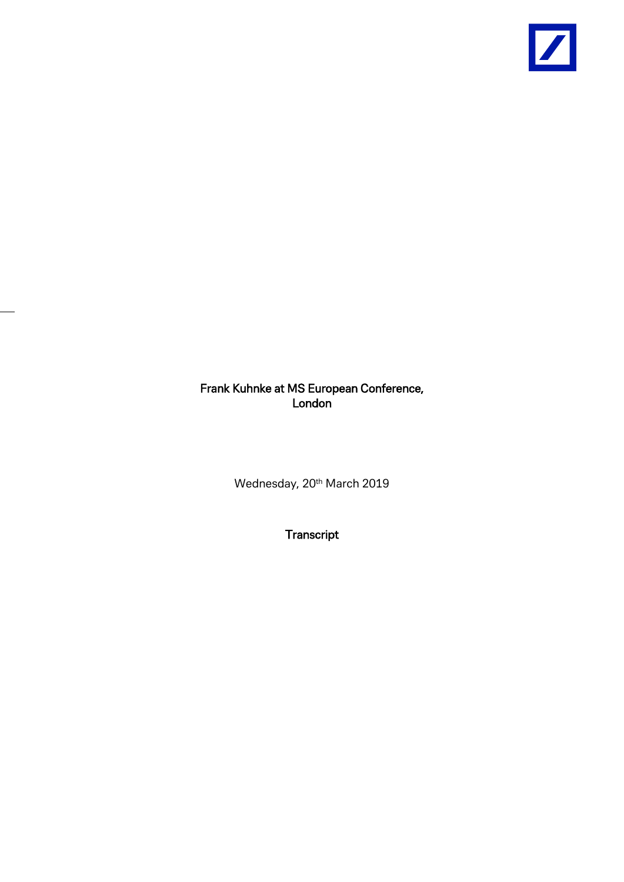# Frank Kuhnke at MS European Conference, London

Wednesday, 20th March 2019

**Transcript**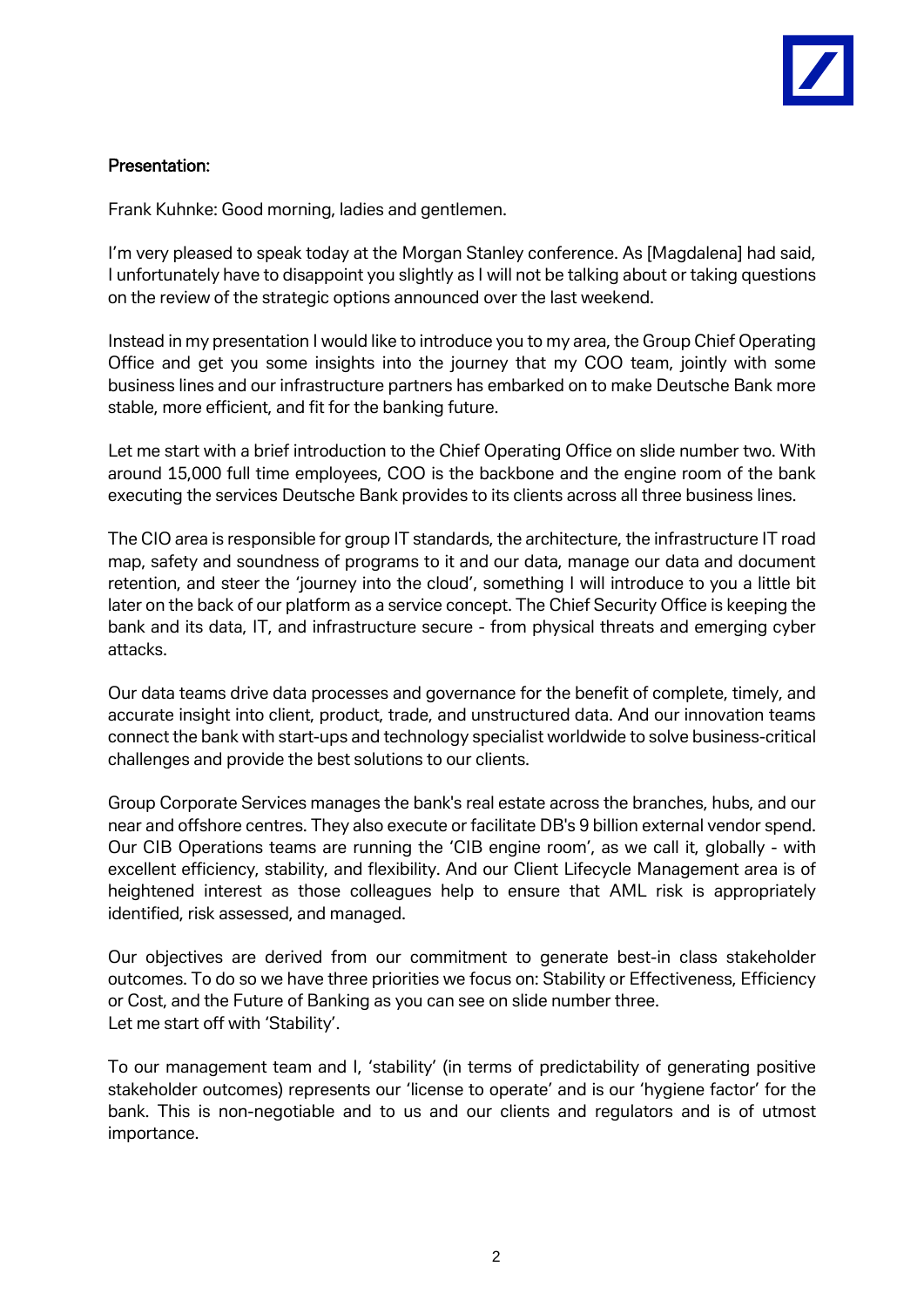**Presentation:**

Frank Kuhnke: Good morning, ladies and gentlemen.

I'm very pleased to speak today at the Morgan Stanley conference. As [Magdalena] had said, I unfortunately have to disappoint you slightly as I will not be talking about or taking questions on the review of the strategic options announced over the last weekend.

Instead in my presentation I would like to introduce you to my area, the Group Chief Operating Office and get you some insights into the journey that my COO team, jointly with some business lines and our infrastructure partners has embarked on to make Deutsche Bank more stable, more efficient, and fit for the banking future.

Let me start with a brief introduction to the Chief Operating Office on slide number two. With around 15,000 full time employees, COO is the backbone and the engine room of the bank executing the services Deutsche Bank provides to its clients across all three business lines.

The CIO area is responsible for group IT standards, the architecture, the infrastructure IT road map, safety and soundness of programs to it and our data, manage our data and document retention, and steer the 'journey into the cloud', something I will introduce to you a little bit later on the back of our platform as a service concept. The Chief Security Office is keeping the bank and its data, IT, and infrastructure secure - from physical threats and emerging cyber attacks.

Our data teams drive data processes and governance for the benefit of complete, timely, and accurate insight into client, product, trade, and unstructured data. And our innovation teams connect the bank with start-ups and technology specialist worldwide to solve business-critical challenges and provide the best solutions to our clients.

Group Corporate Services manages the bank's real estate across the branches, hubs, and our near and offshore centres. They also execute or facilitate DB's 9 billion external vendor spend. Our CIB Operations teams are running the 'CIB engine room', as we call it, globally - with excellent efficiency, stability, and flexibility. And our Client Lifecycle Management area is of heightened interest as those colleagues help to ensure that AML risk is appropriately identified, risk assessed, and managed.

Our objectives are derived from our commitment to generate best-in class stakeholder outcomes. To do so we have three priorities we focus on: Stability or Effectiveness, Efficiency or Cost, and the Future of Banking as you can see on slide number three.
Let me start off with 'Stability'.

To our management team and I, 'stability' (in terms of predictability of generating positive stakeholder outcomes) represents our 'license to operate' and is our 'hygiene factor' for the bank. This is non-negotiable and to us and our clients and regulators and is of utmost importance.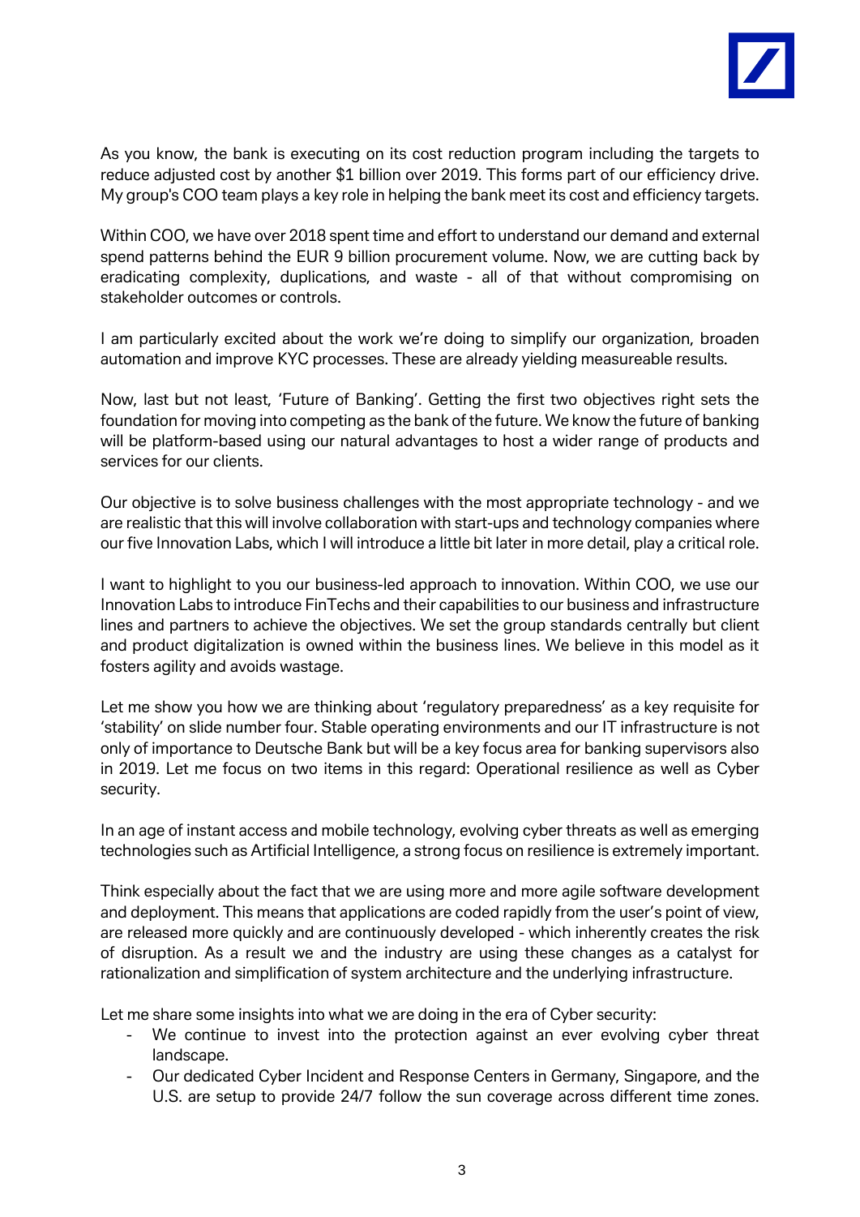As you know, the bank is executing on its cost reduction program including the targets to reduce adjusted cost by another $1 billion over 2019. This forms part of our efficiency drive. My group's COO team plays a key role in helping the bank meet its cost and efficiency targets.

Within COO, we have over 2018 spent time and effort to understand our demand and external spend patterns behind the EUR 9 billion procurement volume. Now, we are cutting back by eradicating complexity, duplications, and waste - all of that without compromising on stakeholder outcomes or controls.

I am particularly excited about the work we're doing to simplify our organization, broaden automation and improve KYC processes. These are already yielding measureable results.

Now, last but not least, 'Future of Banking'. Getting the first two objectives right sets the foundation for moving into competing as the bank of the future. We know the future of banking will be platform-based using our natural advantages to host a wider range of products and services for our clients.

Our objective is to solve business challenges with the most appropriate technology - and we are realistic that this will involve collaboration with start-ups and technology companies where our five Innovation Labs, which I will introduce a little bit later in more detail, play a critical role.

I want to highlight to you our business-led approach to innovation. Within COO, we use our Innovation Labs to introduce FinTechs and their capabilities to our business and infrastructure lines and partners to achieve the objectives. We set the group standards centrally but client and product digitalization is owned within the business lines. We believe in this model as it fosters agility and avoids wastage.

Let me show you how we are thinking about 'regulatory preparedness' as a key requisite for 'stability' on slide number four. Stable operating environments and our IT infrastructure is not only of importance to Deutsche Bank but will be a key focus area for banking supervisors also in 2019. Let me focus on two items in this regard: Operational resilience as well as Cyber security.

In an age of instant access and mobile technology, evolving cyber threats as well as emerging technologies such as Artificial Intelligence, a strong focus on resilience is extremely important.

Think especially about the fact that we are using more and more agile software development and deployment. This means that applications are coded rapidly from the user's point of view, are released more quickly and are continuously developed - which inherently creates the risk of disruption. As a result we and the industry are using these changes as a catalyst for rationalization and simplification of system architecture and the underlying infrastructure.

Let me share some insights into what we are doing in the era of Cyber security:

- We continue to invest into the protection against an ever evolving cyber threat landscape.
- Our dedicated Cyber Incident and Response Centers in Germany, Singapore, and the U.S. are setup to provide 24/7 follow the sun coverage across different time zones.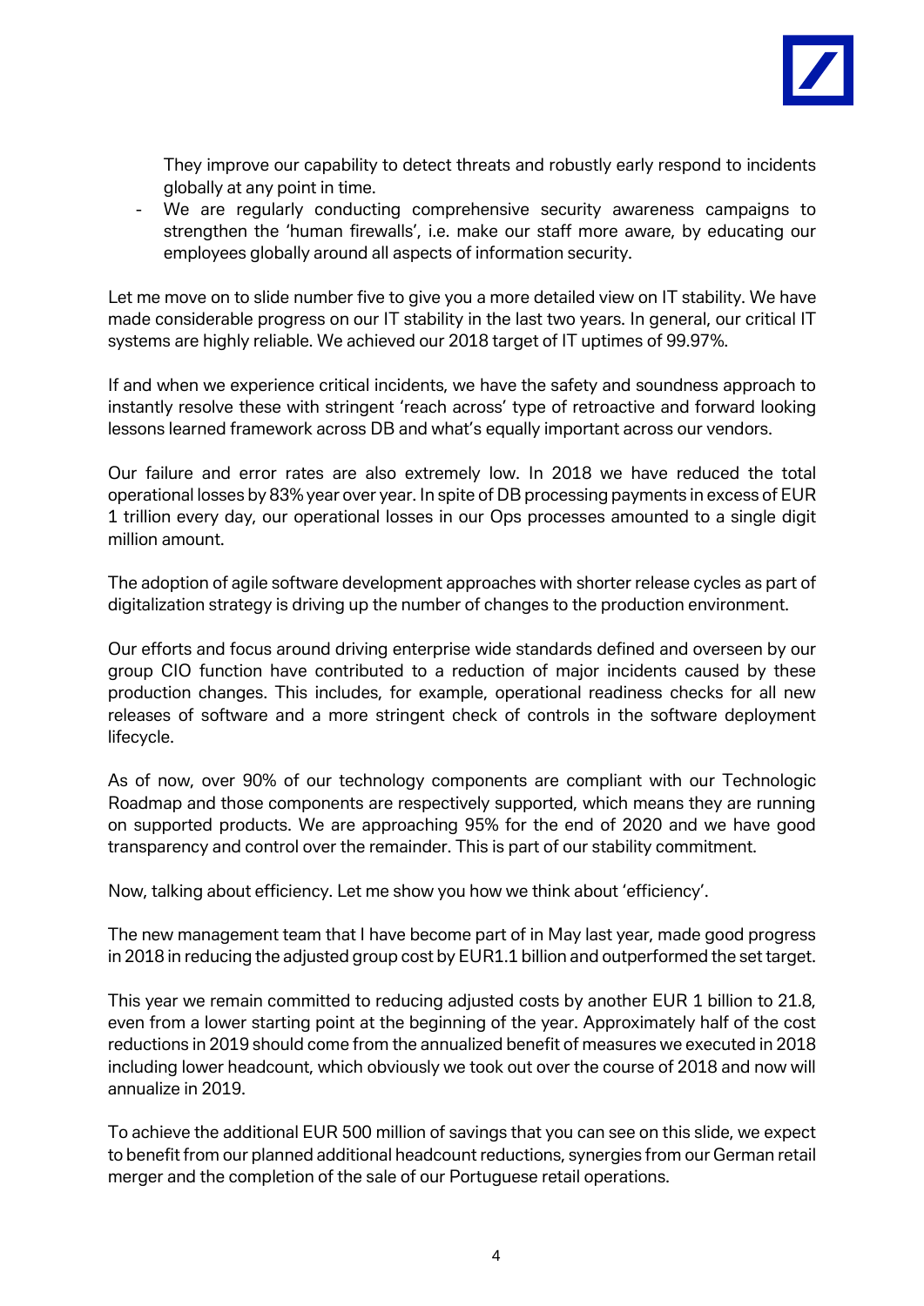They improve our capability to detect threats and robustly early respond to incidents globally at any point in time.

- We are regularly conducting comprehensive security awareness campaigns to strengthen the 'human firewalls', i.e. make our staff more aware, by educating our employees globally around all aspects of information security.

Let me move on to slide number five to give you a more detailed view on IT stability. We have made considerable progress on our IT stability in the last two years. In general, our critical IT systems are highly reliable. We achieved our 2018 target of IT uptimes of 99.97%.

If and when we experience critical incidents, we have the safety and soundness approach to instantly resolve these with stringent 'reach across' type of retroactive and forward looking lessons learned framework across DB and what's equally important across our vendors.

Our failure and error rates are also extremely low. In 2018 we have reduced the total operational losses by 83% year over year. In spite of DB processing payments in excess of EUR 1 trillion every day, our operational losses in our Ops processes amounted to a single digit million amount.

The adoption of agile software development approaches with shorter release cycles as part of digitalization strategy is driving up the number of changes to the production environment.

Our efforts and focus around driving enterprise wide standards defined and overseen by our group CIO function have contributed to a reduction of major incidents caused by these production changes. This includes, for example, operational readiness checks for all new releases of software and a more stringent check of controls in the software deployment lifecycle.

As of now, over 90% of our technology components are compliant with our Technologic Roadmap and those components are respectively supported, which means they are running on supported products. We are approaching 95% for the end of 2020 and we have good transparency and control over the remainder. This is part of our stability commitment.

Now, talking about efficiency. Let me show you how we think about 'efficiency'.

The new management team that I have become part of in May last year, made good progress in 2018 in reducing the adjusted group cost by EUR1.1 billion and outperformed the set target.

This year we remain committed to reducing adjusted costs by another EUR 1 billion to 21.8, even from a lower starting point at the beginning of the year. Approximately half of the cost reductions in 2019 should come from the annualized benefit of measures we executed in 2018 including lower headcount, which obviously we took out over the course of 2018 and now will annualize in 2019.

To achieve the additional EUR 500 million of savings that you can see on this slide, we expect to benefit from our planned additional headcount reductions, synergies from our German retail merger and the completion of the sale of our Portuguese retail operations.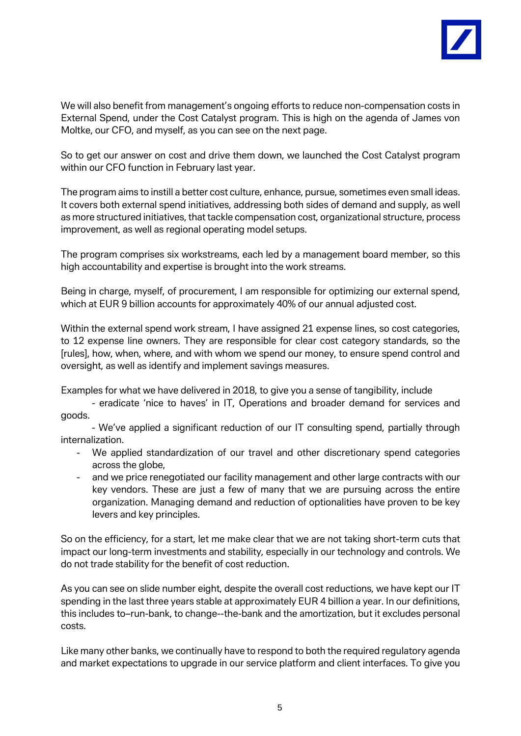We will also benefit from management's ongoing efforts to reduce non-compensation costs in External Spend, under the Cost Catalyst program. This is high on the agenda of James von Moltke, our CFO, and myself, as you can see on the next page.

So to get our answer on cost and drive them down, we launched the Cost Catalyst program within our CFO function in February last year.

The program aims to instill a better cost culture, enhance, pursue, sometimes even small ideas. It covers both external spend initiatives, addressing both sides of demand and supply, as well as more structured initiatives, that tackle compensation cost, organizational structure, process improvement, as well as regional operating model setups.

The program comprises six workstreams, each led by a management board member, so this high accountability and expertise is brought into the work streams.

Being in charge, myself, of procurement, I am responsible for optimizing our external spend, which at EUR 9 billion accounts for approximately 40% of our annual adjusted cost.

Within the external spend work stream, I have assigned 21 expense lines, so cost categories, to 12 expense line owners. They are responsible for clear cost category standards, so the [rules], how, when, where, and with whom we spend our money, to ensure spend control and oversight, as well as identify and implement savings measures.

Examples for what we have delivered in 2018, to give you a sense of tangibility, include

- eradicate 'nice to haves' in IT, Operations and broader demand for services and goods.
- We've applied a significant reduction of our IT consulting spend, partially through internalization.
- We applied standardization of our travel and other discretionary spend categories across the globe,
- and we price renegotiated our facility management and other large contracts with our key vendors. These are just a few of many that we are pursuing across the entire organization. Managing demand and reduction of optionalities have proven to be key levers and key principles.

So on the efficiency, for a start, let me make clear that we are not taking short-term cuts that impact our long-term investments and stability, especially in our technology and controls. We do not trade stability for the benefit of cost reduction.

As you can see on slide number eight, despite the overall cost reductions, we have kept our IT spending in the last three years stable at approximately EUR 4 billion a year. In our definitions, this includes to–run-bank, to change--the-bank and the amortization, but it excludes personal costs.

Like many other banks, we continually have to respond to both the required regulatory agenda and market expectations to upgrade in our service platform and client interfaces. To give you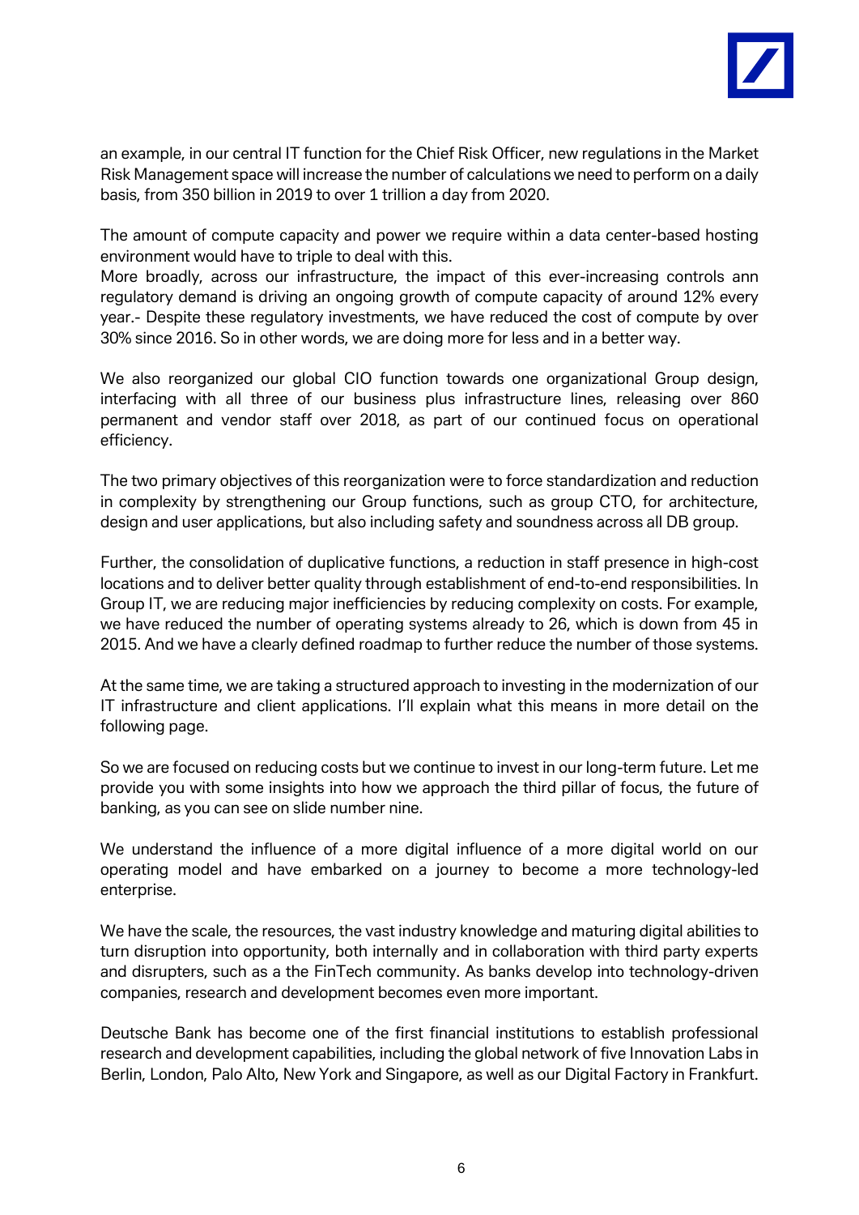an example, in our central IT function for the Chief Risk Officer, new regulations in the Market Risk Management space will increase the number of calculations we need to perform on a daily basis, from 350 billion in 2019 to over 1 trillion a day from 2020.

The amount of compute capacity and power we require within a data center-based hosting environment would have to triple to deal with this.
More broadly, across our infrastructure, the impact of this ever-increasing controls ann regulatory demand is driving an ongoing growth of compute capacity of around 12% every year.- Despite these regulatory investments, we have reduced the cost of compute by over 30% since 2016. So in other words, we are doing more for less and in a better way.

We also reorganized our global CIO function towards one organizational Group design, interfacing with all three of our business plus infrastructure lines, releasing over 860 permanent and vendor staff over 2018, as part of our continued focus on operational efficiency.

The two primary objectives of this reorganization were to force standardization and reduction in complexity by strengthening our Group functions, such as group CTO, for architecture, design and user applications, but also including safety and soundness across all DB group.

Further, the consolidation of duplicative functions, a reduction in staff presence in high-cost locations and to deliver better quality through establishment of end-to-end responsibilities. In Group IT, we are reducing major inefficiencies by reducing complexity on costs. For example, we have reduced the number of operating systems already to 26, which is down from 45 in 2015. And we have a clearly defined roadmap to further reduce the number of those systems.

At the same time, we are taking a structured approach to investing in the modernization of our IT infrastructure and client applications. I'll explain what this means in more detail on the following page.

So we are focused on reducing costs but we continue to invest in our long-term future. Let me provide you with some insights into how we approach the third pillar of focus, the future of banking, as you can see on slide number nine.

We understand the influence of a more digital influence of a more digital world on our operating model and have embarked on a journey to become a more technology-led enterprise.

We have the scale, the resources, the vast industry knowledge and maturing digital abilities to turn disruption into opportunity, both internally and in collaboration with third party experts and disrupters, such as a the FinTech community. As banks develop into technology-driven companies, research and development becomes even more important.

Deutsche Bank has become one of the first financial institutions to establish professional research and development capabilities, including the global network of five Innovation Labs in Berlin, London, Palo Alto, New York and Singapore, as well as our Digital Factory in Frankfurt.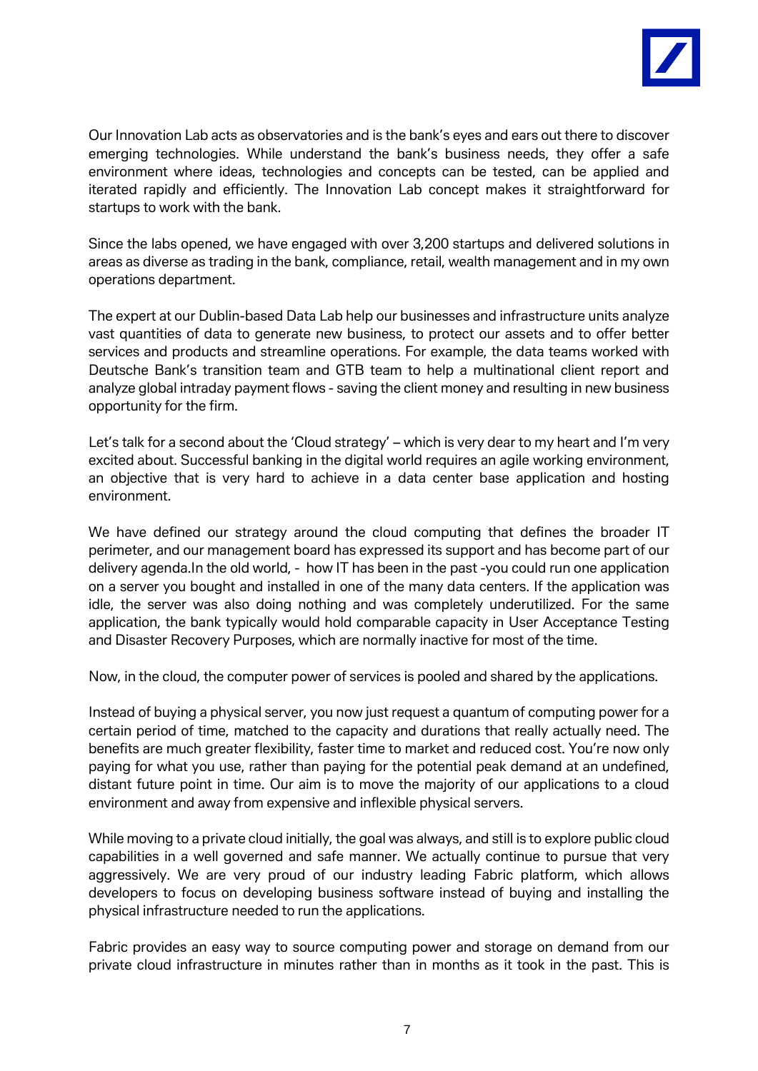Our Innovation Lab acts as observatories and is the bank's eyes and ears out there to discover emerging technologies. While understand the bank's business needs, they offer a safe environment where ideas, technologies and concepts can be tested, can be applied and iterated rapidly and efficiently. The Innovation Lab concept makes it straightforward for startups to work with the bank.

Since the labs opened, we have engaged with over 3,200 startups and delivered solutions in areas as diverse as trading in the bank, compliance, retail, wealth management and in my own operations department.

The expert at our Dublin-based Data Lab help our businesses and infrastructure units analyze vast quantities of data to generate new business, to protect our assets and to offer better services and products and streamline operations. For example, the data teams worked with Deutsche Bank's transition team and GTB team to help a multinational client report and analyze global intraday payment flows - saving the client money and resulting in new business opportunity for the firm.

Let's talk for a second about the 'Cloud strategy' – which is very dear to my heart and I'm very excited about. Successful banking in the digital world requires an agile working environment, an objective that is very hard to achieve in a data center base application and hosting environment.

We have defined our strategy around the cloud computing that defines the broader IT perimeter, and our management board has expressed its support and has become part of our delivery agenda.In the old world, - how IT has been in the past -you could run one application on a server you bought and installed in one of the many data centers. If the application was idle, the server was also doing nothing and was completely underutilized. For the same application, the bank typically would hold comparable capacity in User Acceptance Testing and Disaster Recovery Purposes, which are normally inactive for most of the time.

Now, in the cloud, the computer power of services is pooled and shared by the applications.

Instead of buying a physical server, you now just request a quantum of computing power for a certain period of time, matched to the capacity and durations that really actually need. The benefits are much greater flexibility, faster time to market and reduced cost. You're now only paying for what you use, rather than paying for the potential peak demand at an undefined, distant future point in time. Our aim is to move the majority of our applications to a cloud environment and away from expensive and inflexible physical servers.

While moving to a private cloud initially, the goal was always, and still is to explore public cloud capabilities in a well governed and safe manner. We actually continue to pursue that very aggressively. We are very proud of our industry leading Fabric platform, which allows developers to focus on developing business software instead of buying and installing the physical infrastructure needed to run the applications.

Fabric provides an easy way to source computing power and storage on demand from our private cloud infrastructure in minutes rather than in months as it took in the past. This is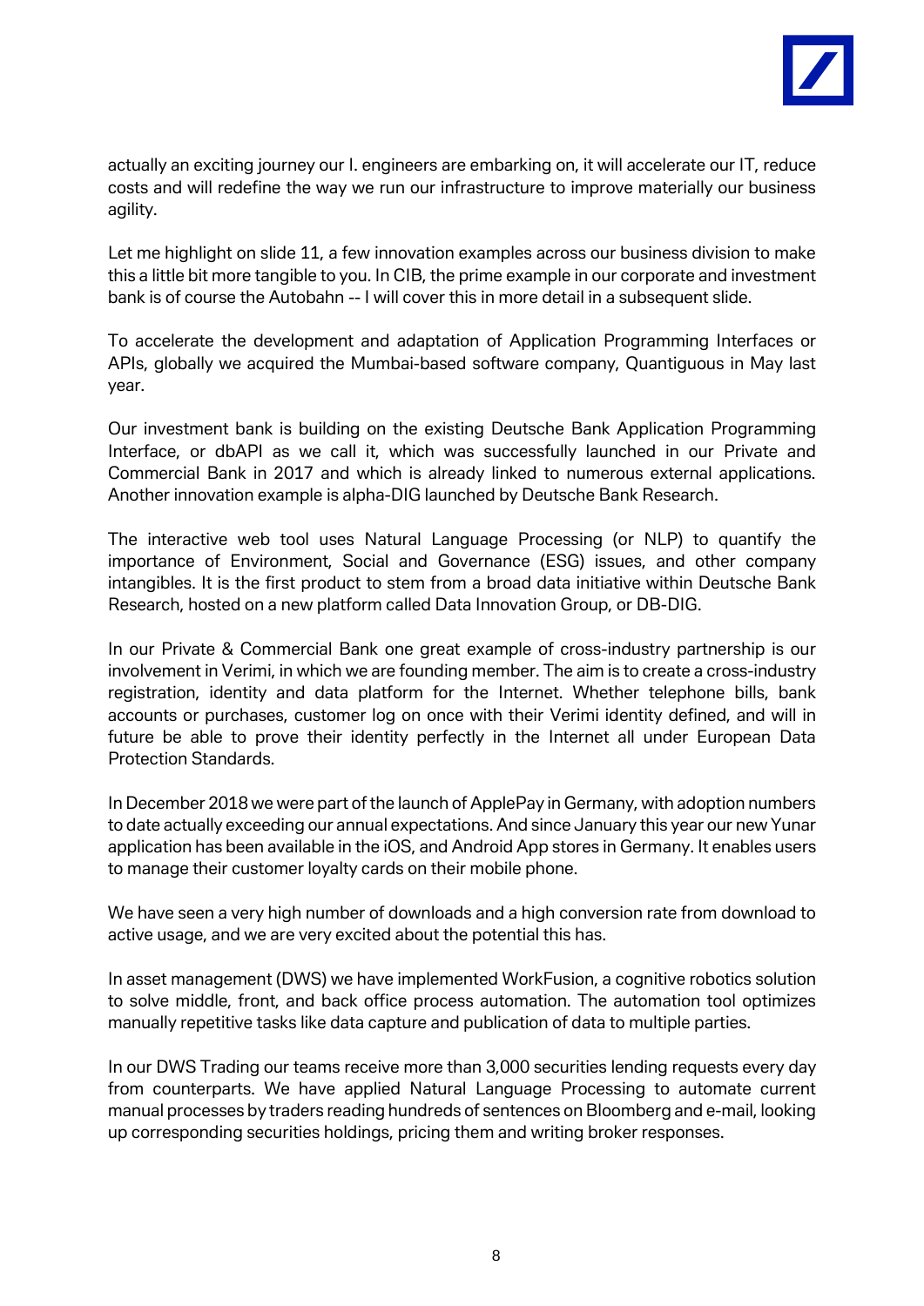actually an exciting journey our I. engineers are embarking on, it will accelerate our IT, reduce costs and will redefine the way we run our infrastructure to improve materially our business agility.

Let me highlight on slide 11, a few innovation examples across our business division to make this a little bit more tangible to you. In CIB, the prime example in our corporate and investment bank is of course the Autobahn -- I will cover this in more detail in a subsequent slide.

To accelerate the development and adaptation of Application Programming Interfaces or APIs, globally we acquired the Mumbai-based software company, Quantiguous in May last year.

Our investment bank is building on the existing Deutsche Bank Application Programming Interface, or dbAPI as we call it, which was successfully launched in our Private and Commercial Bank in 2017 and which is already linked to numerous external applications. Another innovation example is alpha-DIG launched by Deutsche Bank Research.

The interactive web tool uses Natural Language Processing (or NLP) to quantify the importance of Environment, Social and Governance (ESG) issues, and other company intangibles. It is the first product to stem from a broad data initiative within Deutsche Bank Research, hosted on a new platform called Data Innovation Group, or DB-DIG.

In our Private & Commercial Bank one great example of cross-industry partnership is our involvement in Verimi, in which we are founding member. The aim is to create a cross-industry registration, identity and data platform for the Internet. Whether telephone bills, bank accounts or purchases, customer log on once with their Verimi identity defined, and will in future be able to prove their identity perfectly in the Internet all under European Data Protection Standards.

In December 2018 we were part of the launch of ApplePay in Germany, with adoption numbers to date actually exceeding our annual expectations. And since January this year our new Yunar application has been available in the iOS, and Android App stores in Germany. It enables users to manage their customer loyalty cards on their mobile phone.

We have seen a very high number of downloads and a high conversion rate from download to active usage, and we are very excited about the potential this has.

In asset management (DWS) we have implemented WorkFusion, a cognitive robotics solution to solve middle, front, and back office process automation. The automation tool optimizes manually repetitive tasks like data capture and publication of data to multiple parties.

In our DWS Trading our teams receive more than 3,000 securities lending requests every day from counterparts. We have applied Natural Language Processing to automate current manual processes by traders reading hundreds of sentences on Bloomberg and e-mail, looking up corresponding securities holdings, pricing them and writing broker responses.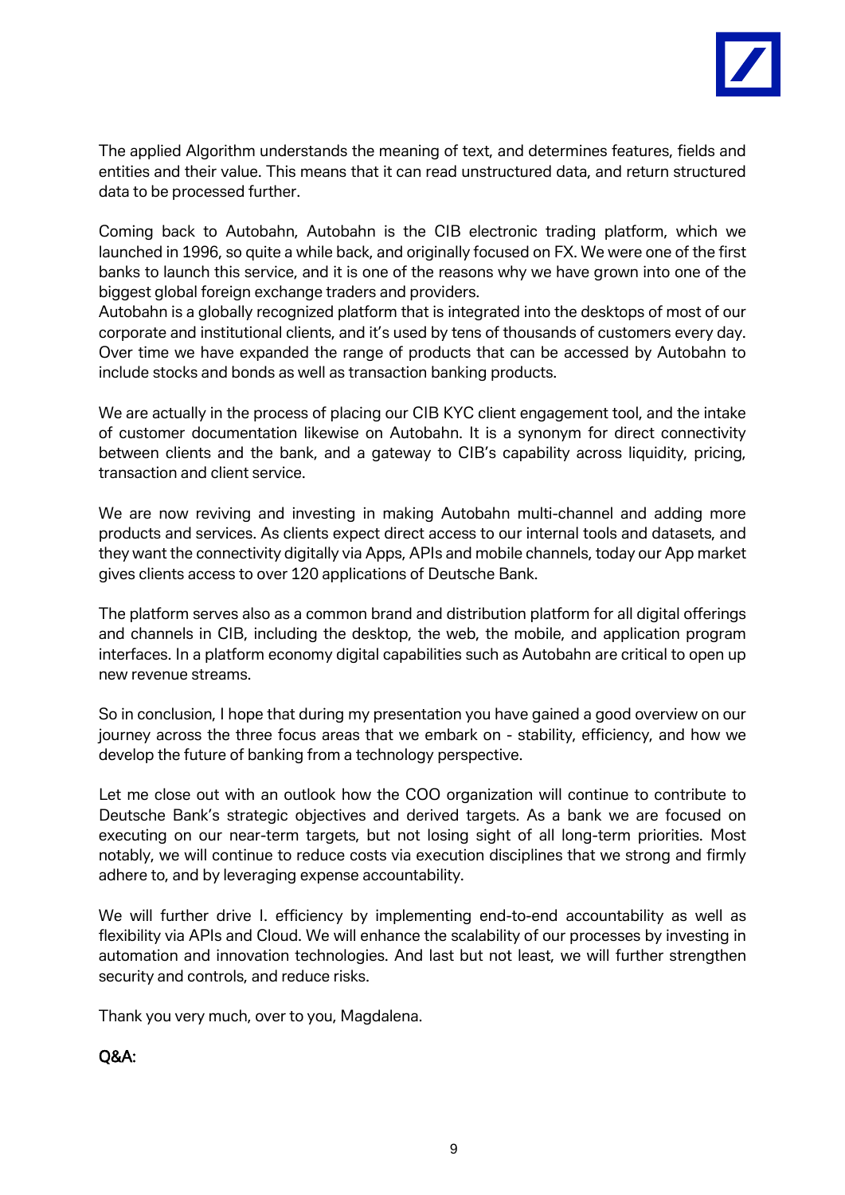The applied Algorithm understands the meaning of text, and determines features, fields and entities and their value. This means that it can read unstructured data, and return structured data to be processed further.

Coming back to Autobahn, Autobahn is the CIB electronic trading platform, which we launched in 1996, so quite a while back, and originally focused on FX. We were one of the first banks to launch this service, and it is one of the reasons why we have grown into one of the biggest global foreign exchange traders and providers.
Autobahn is a globally recognized platform that is integrated into the desktops of most of our corporate and institutional clients, and it's used by tens of thousands of customers every day. Over time we have expanded the range of products that can be accessed by Autobahn to include stocks and bonds as well as transaction banking products.

We are actually in the process of placing our CIB KYC client engagement tool, and the intake of customer documentation likewise on Autobahn. It is a synonym for direct connectivity between clients and the bank, and a gateway to CIB's capability across liquidity, pricing, transaction and client service.

We are now reviving and investing in making Autobahn multi-channel and adding more products and services. As clients expect direct access to our internal tools and datasets, and they want the connectivity digitally via Apps, APIs and mobile channels, today our App market gives clients access to over 120 applications of Deutsche Bank.

The platform serves also as a common brand and distribution platform for all digital offerings and channels in CIB, including the desktop, the web, the mobile, and application program interfaces. In a platform economy digital capabilities such as Autobahn are critical to open up new revenue streams.

So in conclusion, I hope that during my presentation you have gained a good overview on our journey across the three focus areas that we embark on - stability, efficiency, and how we develop the future of banking from a technology perspective.

Let me close out with an outlook how the COO organization will continue to contribute to Deutsche Bank's strategic objectives and derived targets. As a bank we are focused on executing on our near-term targets, but not losing sight of all long-term priorities. Most notably, we will continue to reduce costs via execution disciplines that we strong and firmly adhere to, and by leveraging expense accountability.

We will further drive I. efficiency by implementing end-to-end accountability as well as flexibility via APIs and Cloud. We will enhance the scalability of our processes by investing in automation and innovation technologies. And last but not least, we will further strengthen security and controls, and reduce risks.

Thank you very much, over to you, Magdalena.

Q&A: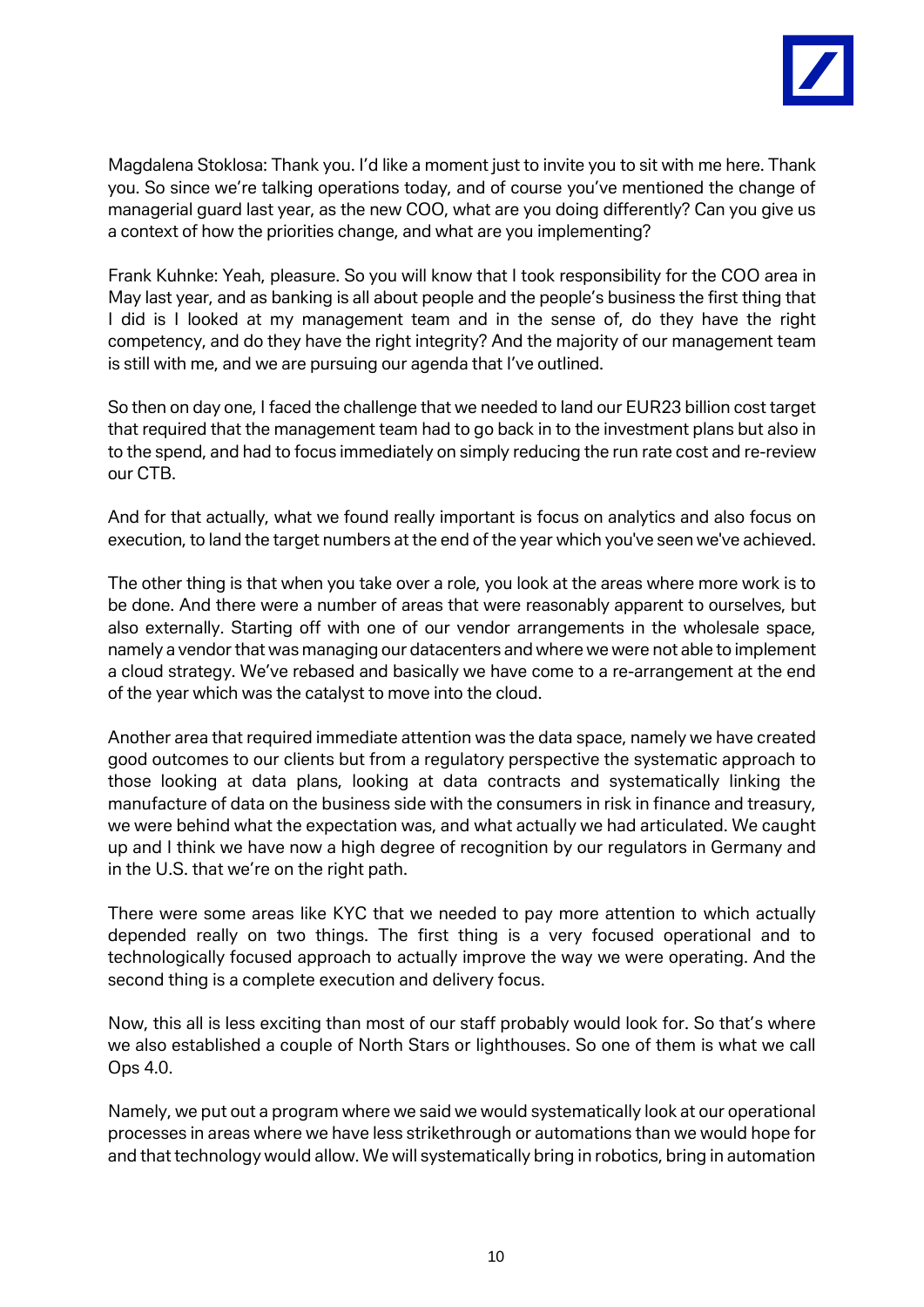Magdalena Stoklosa: Thank you. I'd like a moment just to invite you to sit with me here. Thank you. So since we're talking operations today, and of course you've mentioned the change of managerial guard last year, as the new COO, what are you doing differently? Can you give us a context of how the priorities change, and what are you implementing?

Frank Kuhnke: Yeah, pleasure. So you will know that I took responsibility for the COO area in May last year, and as banking is all about people and the people's business the first thing that I did is I looked at my management team and in the sense of, do they have the right competency, and do they have the right integrity? And the majority of our management team is still with me, and we are pursuing our agenda that I've outlined.

So then on day one, I faced the challenge that we needed to land our EUR23 billion cost target that required that the management team had to go back in to the investment plans but also in to the spend, and had to focus immediately on simply reducing the run rate cost and re-review our CTB.

And for that actually, what we found really important is focus on analytics and also focus on execution, to land the target numbers at the end of the year which you've seen we've achieved.

The other thing is that when you take over a role, you look at the areas where more work is to be done. And there were a number of areas that were reasonably apparent to ourselves, but also externally. Starting off with one of our vendor arrangements in the wholesale space, namely a vendor that was managing our datacenters and where we were not able to implement a cloud strategy. We've rebased and basically we have come to a re-arrangement at the end of the year which was the catalyst to move into the cloud.

Another area that required immediate attention was the data space, namely we have created good outcomes to our clients but from a regulatory perspective the systematic approach to those looking at data plans, looking at data contracts and systematically linking the manufacture of data on the business side with the consumers in risk in finance and treasury, we were behind what the expectation was, and what actually we had articulated. We caught up and I think we have now a high degree of recognition by our regulators in Germany and in the U.S. that we're on the right path.

There were some areas like KYC that we needed to pay more attention to which actually depended really on two things. The first thing is a very focused operational and to technologically focused approach to actually improve the way we were operating. And the second thing is a complete execution and delivery focus.

Now, this all is less exciting than most of our staff probably would look for. So that's where we also established a couple of North Stars or lighthouses. So one of them is what we call Ops 4.0.

Namely, we put out a program where we said we would systematically look at our operational processes in areas where we have less strikethrough or automations than we would hope for and that technology would allow. We will systematically bring in robotics, bring in automation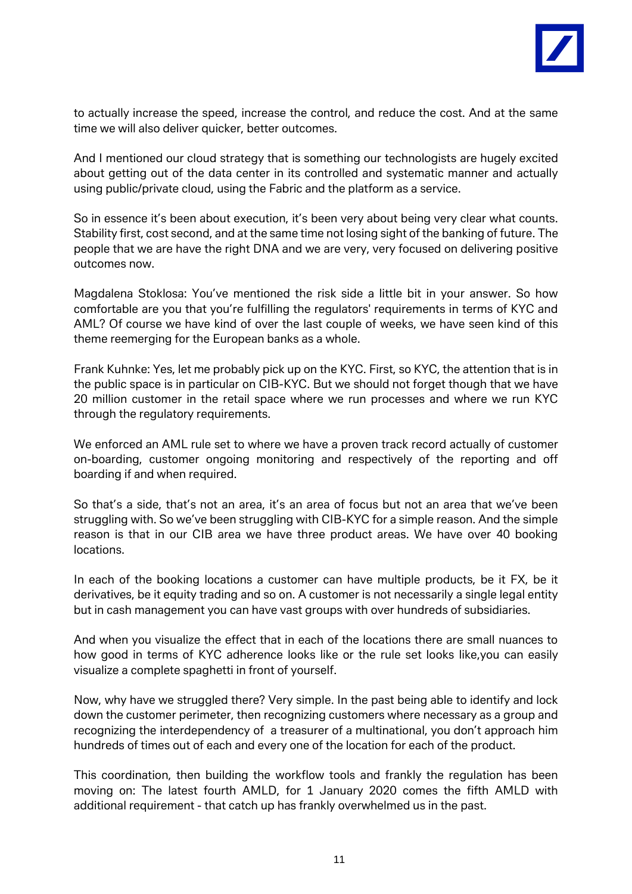to actually increase the speed, increase the control, and reduce the cost. And at the same time we will also deliver quicker, better outcomes.

And I mentioned our cloud strategy that is something our technologists are hugely excited about getting out of the data center in its controlled and systematic manner and actually using public/private cloud, using the Fabric and the platform as a service.

So in essence it's been about execution, it's been very about being very clear what counts. Stability first, cost second, and at the same time not losing sight of the banking of future. The people that we are have the right DNA and we are very, very focused on delivering positive outcomes now.

Magdalena Stoklosa: You've mentioned the risk side a little bit in your answer. So how comfortable are you that you're fulfilling the regulators' requirements in terms of KYC and AML? Of course we have kind of over the last couple of weeks, we have seen kind of this theme reemerging for the European banks as a whole.

Frank Kuhnke: Yes, let me probably pick up on the KYC. First, so KYC, the attention that is in the public space is in particular on CIB-KYC. But we should not forget though that we have 20 million customer in the retail space where we run processes and where we run KYC through the regulatory requirements.

We enforced an AML rule set to where we have a proven track record actually of customer on-boarding, customer ongoing monitoring and respectively of the reporting and off boarding if and when required.

So that's a side, that's not an area, it's an area of focus but not an area that we've been struggling with. So we've been struggling with CIB-KYC for a simple reason. And the simple reason is that in our CIB area we have three product areas. We have over 40 booking locations.

In each of the booking locations a customer can have multiple products, be it FX, be it derivatives, be it equity trading and so on. A customer is not necessarily a single legal entity but in cash management you can have vast groups with over hundreds of subsidiaries.

And when you visualize the effect that in each of the locations there are small nuances to how good in terms of KYC adherence looks like or the rule set looks like,you can easily visualize a complete spaghetti in front of yourself.

Now, why have we struggled there? Very simple. In the past being able to identify and lock down the customer perimeter, then recognizing customers where necessary as a group and recognizing the interdependency of a treasurer of a multinational, you don't approach him hundreds of times out of each and every one of the location for each of the product.

This coordination, then building the workflow tools and frankly the regulation has been moving on: The latest fourth AMLD, for 1 January 2020 comes the fifth AMLD with additional requirement - that catch up has frankly overwhelmed us in the past.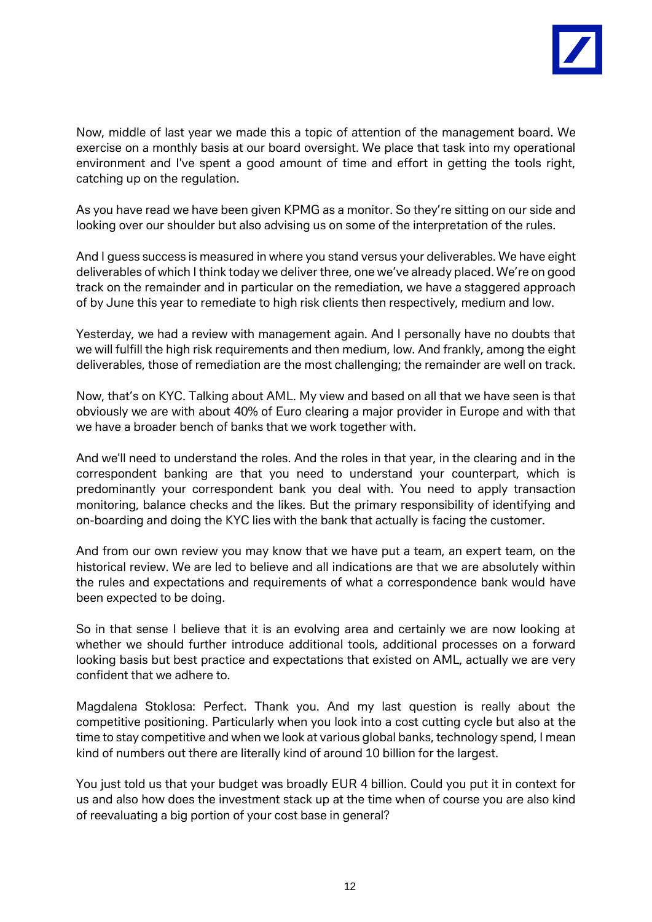Now, middle of last year we made this a topic of attention of the management board. We exercise on a monthly basis at our board oversight. We place that task into my operational environment and I've spent a good amount of time and effort in getting the tools right, catching up on the regulation.

As you have read we have been given KPMG as a monitor. So they're sitting on our side and looking over our shoulder but also advising us on some of the interpretation of the rules.

And I guess success is measured in where you stand versus your deliverables. We have eight deliverables of which I think today we deliver three, one we've already placed. We're on good track on the remainder and in particular on the remediation, we have a staggered approach of by June this year to remediate to high risk clients then respectively, medium and low.

Yesterday, we had a review with management again. And I personally have no doubts that we will fulfill the high risk requirements and then medium, low. And frankly, among the eight deliverables, those of remediation are the most challenging; the remainder are well on track.

Now, that's on KYC. Talking about AML. My view and based on all that we have seen is that obviously we are with about 40% of Euro clearing a major provider in Europe and with that we have a broader bench of banks that we work together with.

And we'll need to understand the roles. And the roles in that year, in the clearing and in the correspondent banking are that you need to understand your counterpart, which is predominantly your correspondent bank you deal with. You need to apply transaction monitoring, balance checks and the likes. But the primary responsibility of identifying and on-boarding and doing the KYC lies with the bank that actually is facing the customer.

And from our own review you may know that we have put a team, an expert team, on the historical review. We are led to believe and all indications are that we are absolutely within the rules and expectations and requirements of what a correspondence bank would have been expected to be doing.

So in that sense I believe that it is an evolving area and certainly we are now looking at whether we should further introduce additional tools, additional processes on a forward looking basis but best practice and expectations that existed on AML, actually we are very confident that we adhere to.

Magdalena Stoklosa: Perfect. Thank you. And my last question is really about the competitive positioning. Particularly when you look into a cost cutting cycle but also at the time to stay competitive and when we look at various global banks, technology spend, I mean kind of numbers out there are literally kind of around 10 billion for the largest.

You just told us that your budget was broadly EUR 4 billion. Could you put it in context for us and also how does the investment stack up at the time when of course you are also kind of reevaluating a big portion of your cost base in general?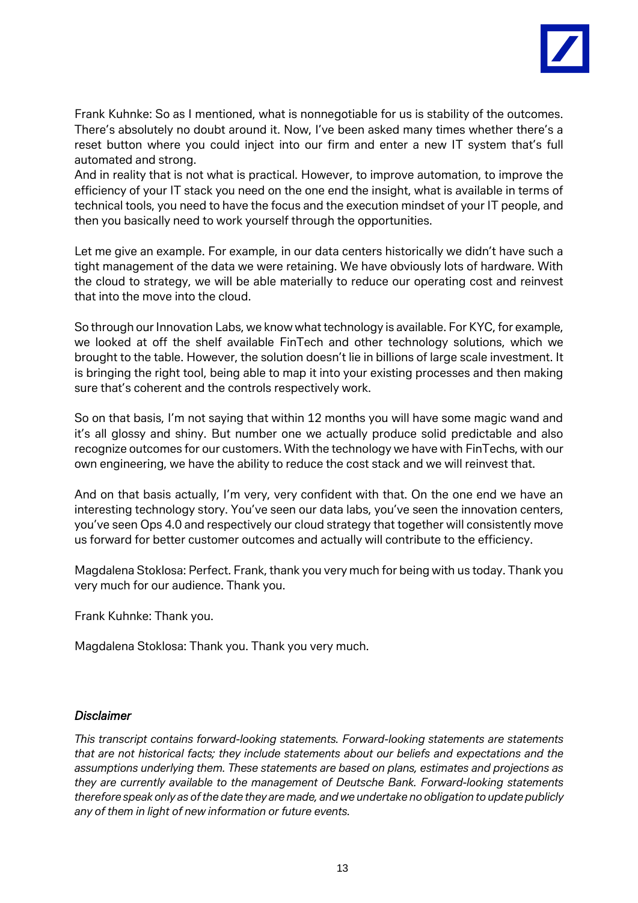Frank Kuhnke: So as I mentioned, what is nonnegotiable for us is stability of the outcomes. There's absolutely no doubt around it. Now, I've been asked many times whether there's a reset button where you could inject into our firm and enter a new IT system that's full automated and strong.
And in reality that is not what is practical. However, to improve automation, to improve the efficiency of your IT stack you need on the one end the insight, what is available in terms of technical tools, you need to have the focus and the execution mindset of your IT people, and then you basically need to work yourself through the opportunities.

Let me give an example. For example, in our data centers historically we didn't have such a tight management of the data we were retaining. We have obviously lots of hardware. With the cloud to strategy, we will be able materially to reduce our operating cost and reinvest that into the move into the cloud.

So through our Innovation Labs, we know what technology is available. For KYC, for example, we looked at off the shelf available FinTech and other technology solutions, which we brought to the table. However, the solution doesn't lie in billions of large scale investment. It is bringing the right tool, being able to map it into your existing processes and then making sure that's coherent and the controls respectively work.

So on that basis, I'm not saying that within 12 months you will have some magic wand and it's all glossy and shiny. But number one we actually produce solid predictable and also recognize outcomes for our customers. With the technology we have with FinTechs, with our own engineering, we have the ability to reduce the cost stack and we will reinvest that.

And on that basis actually, I'm very, very confident with that. On the one end we have an interesting technology story. You've seen our data labs, you've seen the innovation centers, you've seen Ops 4.0 and respectively our cloud strategy that together will consistently move us forward for better customer outcomes and actually will contribute to the efficiency.

Magdalena Stoklosa: Perfect. Frank, thank you very much for being with us today. Thank you very much for our audience. Thank you.

Frank Kuhnke: Thank you.

Magdalena Stoklosa: Thank you. Thank you very much.

### *Disclaimer*

*This transcript contains forward-looking statements. Forward-looking statements are statements that are not historical facts; they include statements about our beliefs and expectations and the assumptions underlying them. These statements are based on plans, estimates and projections as they are currently available to the management of Deutsche Bank. Forward-looking statements therefore speak only as of the date they are made, and we undertake no obligation to update publicly any of them in light of new information or future events.*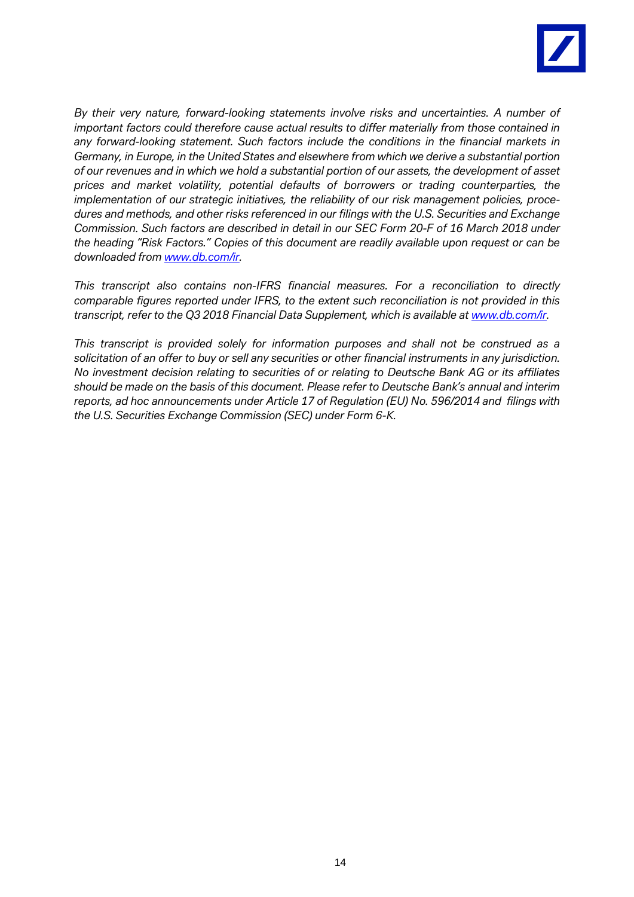*By their very nature, forward-looking statements involve risks and uncertainties. A number of important factors could therefore cause actual results to differ materially from those contained in any forward-looking statement. Such factors include the conditions in the financial markets in Germany, in Europe, in the United States and elsewhere from which we derive a substantial portion of our revenues and in which we hold a substantial portion of our assets, the development of asset prices and market volatility, potential defaults of borrowers or trading counterparties, the implementation of our strategic initiatives, the reliability of our risk management policies, procedures and methods, and other risks referenced in our filings with the U.S. Securities and Exchange Commission. Such factors are described in detail in our SEC Form 20-F of 16 March 2018 under the heading "Risk Factors." Copies of this document are readily available upon request or can be downloaded from www.db.com/ir.*

*This transcript also contains non-IFRS financial measures. For a reconciliation to directly comparable figures reported under IFRS, to the extent such reconciliation is not provided in this transcript, refer to the Q3 2018 Financial Data Supplement, which is available at www.db.com/ir.*

*This transcript is provided solely for information purposes and shall not be construed as a solicitation of an offer to buy or sell any securities or other financial instruments in any jurisdiction. No investment decision relating to securities of or relating to Deutsche Bank AG or its affiliates should be made on the basis of this document. Please refer to Deutsche Bank's annual and interim reports, ad hoc announcements under Article 17 of Regulation (EU) No. 596/2014 and filings with the U.S. Securities Exchange Commission (SEC) under Form 6-K.*